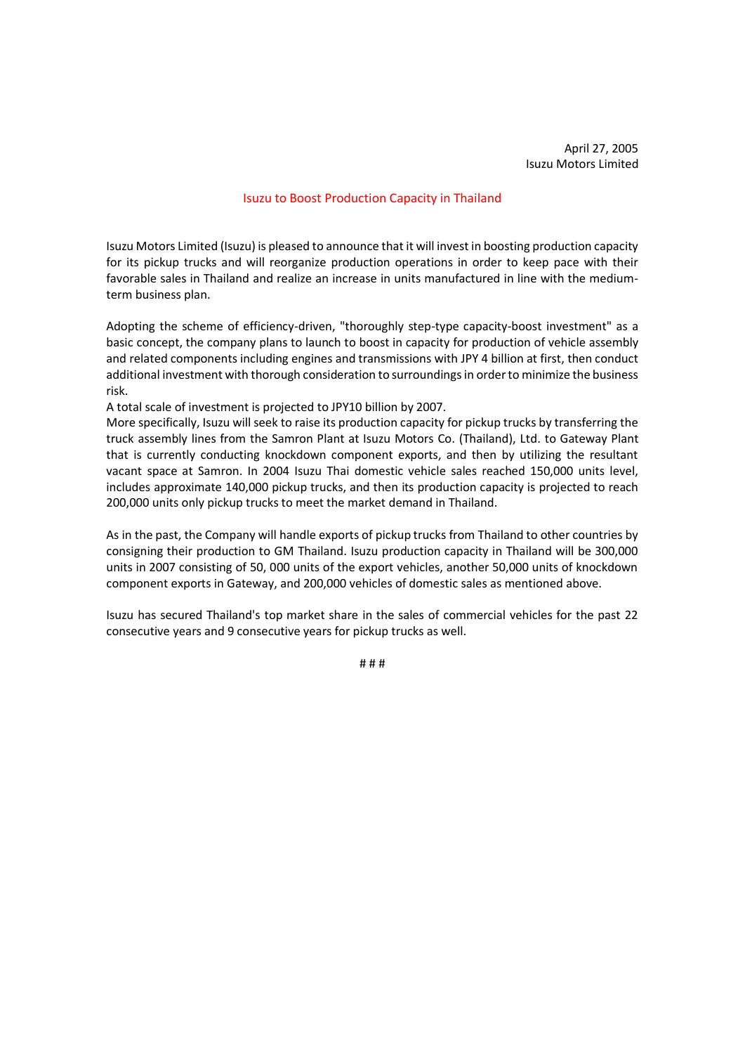April 27, 2005
Isuzu Motors Limited

# Isuzu to Boost Production Capacity in Thailand

Isuzu Motors Limited (Isuzu) is pleased to announce that it will invest in boosting production capacity for its pickup trucks and will reorganize production operations in order to keep pace with their favorable sales in Thailand and realize an increase in units manufactured in line with the medium-term business plan.

Adopting the scheme of efficiency-driven, "thoroughly step-type capacity-boost investment" as a basic concept, the company plans to launch to boost in capacity for production of vehicle assembly and related components including engines and transmissions with JPY 4 billion at first, then conduct additional investment with thorough consideration to surroundings in order to minimize the business risk.

A total scale of investment is projected to JPY10 billion by 2007.

More specifically, Isuzu will seek to raise its production capacity for pickup trucks by transferring the truck assembly lines from the Samron Plant at Isuzu Motors Co. (Thailand), Ltd. to Gateway Plant that is currently conducting knockdown component exports, and then by utilizing the resultant vacant space at Samron. In 2004 Isuzu Thai domestic vehicle sales reached 150,000 units level, includes approximate 140,000 pickup trucks, and then its production capacity is projected to reach 200,000 units only pickup trucks to meet the market demand in Thailand.

As in the past, the Company will handle exports of pickup trucks from Thailand to other countries by consigning their production to GM Thailand. Isuzu production capacity in Thailand will be 300,000 units in 2007 consisting of 50, 000 units of the export vehicles, another 50,000 units of knockdown component exports in Gateway, and 200,000 vehicles of domestic sales as mentioned above.

Isuzu has secured Thailand's top market share in the sales of commercial vehicles for the past 22 consecutive years and 9 consecutive years for pickup trucks as well.

# # #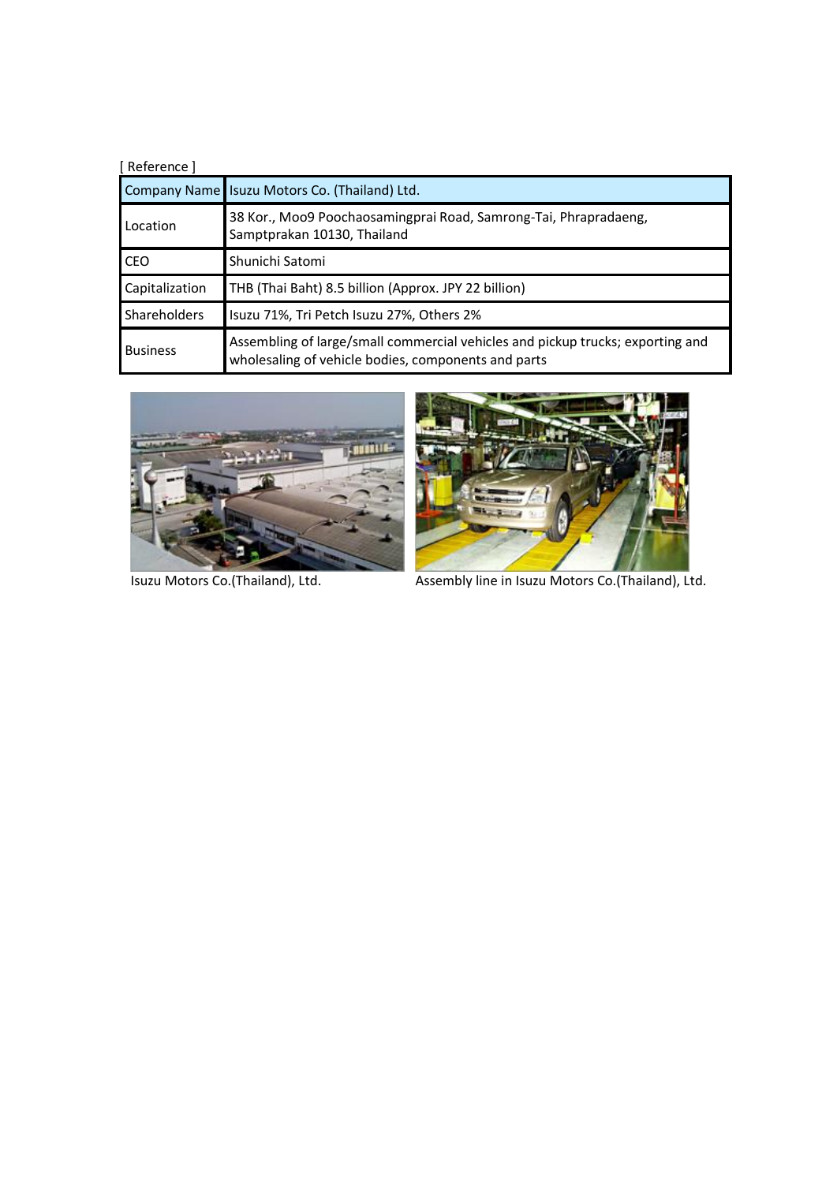[ Reference ]

| | |
|---|---|
| Company Name | Isuzu Motors Co. (Thailand) Ltd. |
| Location | 38 Kor., Moo9 Poochaosamingprai Road, Samrong-Tai, Phrapradaeng, Samptprakan 10130, Thailand |
| CEO | Shunichi Satomi |
| Capitalization | THB (Thai Baht) 8.5 billion (Approx. JPY 22 billion) |
| Shareholders | Isuzu 71%, Tri Petch Isuzu 27%, Others 2% |
| Business | Assembling of large/small commercial vehicles and pickup trucks; exporting and wholesaling of vehicle bodies, components and parts |

Isuzu Motors Co.(Thailand), Ltd.

Assembly line in Isuzu Motors Co.(Thailand), Ltd.